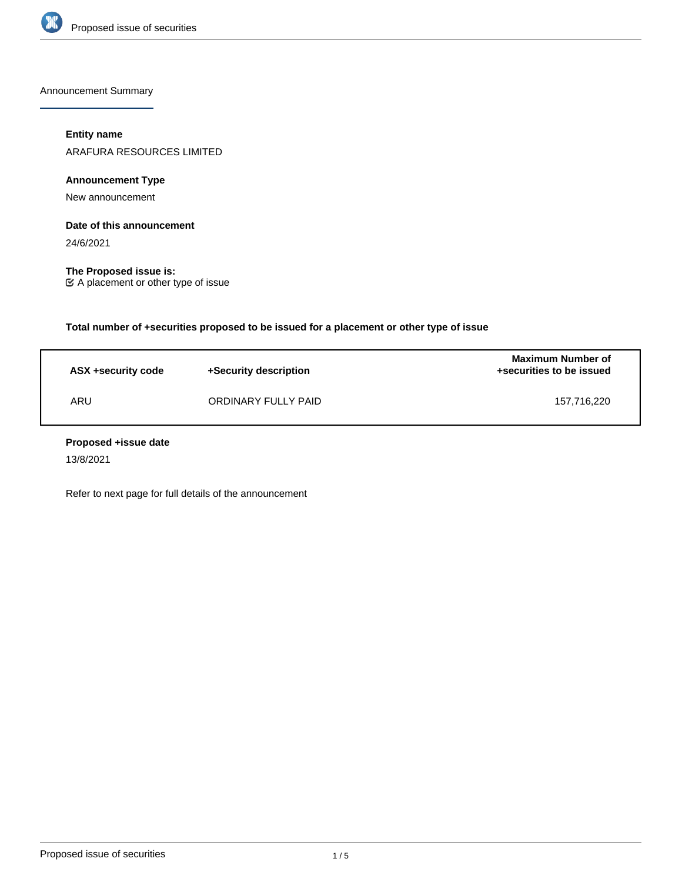Announcement Summary

**Entity name**

ARAFURA RESOURCES LIMITED

**Announcement Type**

New announcement

**Date of this announcement**

24/6/2021

**The Proposed issue is:**

☑ A placement or other type of issue

**Total number of +securities proposed to be issued for a placement or other type of issue**

| ASX +security code | +Security description | Maximum Number of +securities to be issued |
|---|---|---|
| ARU | ORDINARY FULLY PAID | 157,716,220 |

**Proposed +issue date**

13/8/2021

Refer to next page for full details of the announcement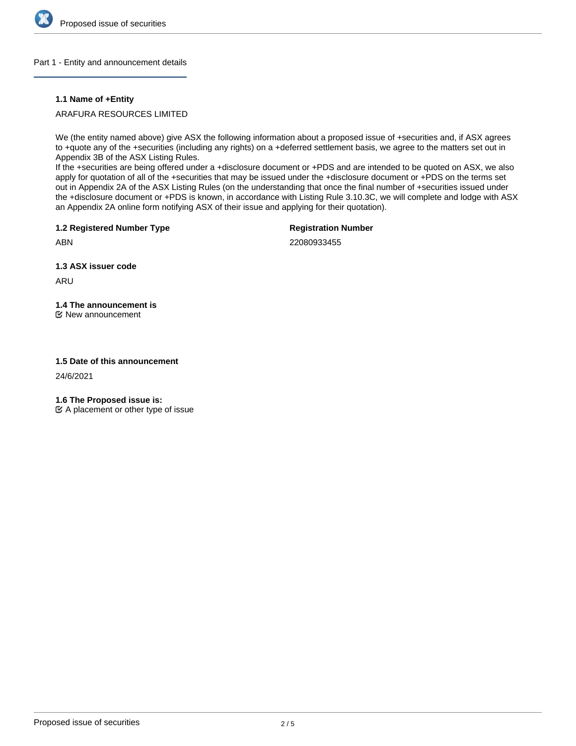## Part 1 - Entity and announcement details

### 1.1 Name of +Entity

ARAFURA RESOURCES LIMITED

We (the entity named above) give ASX the following information about a proposed issue of +securities and, if ASX agrees to +quote any of the +securities (including any rights) on a +deferred settlement basis, we agree to the matters set out in Appendix 3B of the ASX Listing Rules.
If the +securities are being offered under a +disclosure document or +PDS and are intended to be quoted on ASX, we also apply for quotation of all of the +securities that may be issued under the +disclosure document or +PDS on the terms set out in Appendix 2A of the ASX Listing Rules (on the understanding that once the final number of +securities issued under the +disclosure document or +PDS is known, in accordance with Listing Rule 3.10.3C, we will complete and lodge with ASX an Appendix 2A online form notifying ASX of their issue and applying for their quotation).

### 1.2 Registered Number Type

ABN

**Registration Number**

22080933455

### 1.3 ASX issuer code

ARU

### 1.4 The announcement is

☑ New announcement

### 1.5 Date of this announcement

24/6/2021

### 1.6 The Proposed issue is:

☑ A placement or other type of issue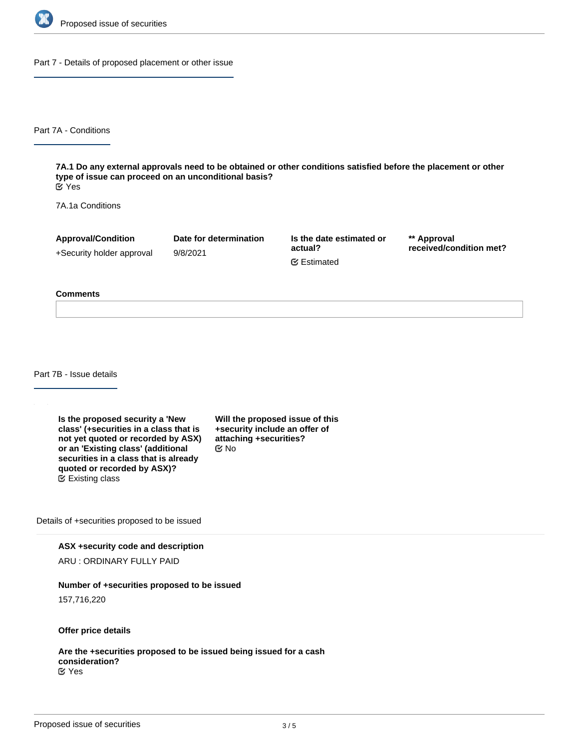## Part 7 - Details of proposed placement or other issue

### Part 7A - Conditions

**7A.1 Do any external approvals need to be obtained or other conditions satisfied before the placement or other type of issue can proceed on an unconditional basis?**
Yes

7A.1a Conditions

| Approval/Condition | Date for determination | Is the date estimated or actual? | ** Approval received/condition met? |
|---|---|---|---|
| +Security holder approval | 9/8/2021 | Estimated | |

**Comments**

### Part 7B - Issue details

**Is the proposed security a 'New class' (+securities in a class that is not yet quoted or recorded by ASX) or an 'Existing class' (additional securities in a class that is already quoted or recorded by ASX)?**
Existing class

**Will the proposed issue of this +security include an offer of attaching +securities?**
No

Details of +securities proposed to be issued

**ASX +security code and description**

ARU : ORDINARY FULLY PAID

**Number of +securities proposed to be issued**

157,716,220

**Offer price details**

**Are the +securities proposed to be issued being issued for a cash consideration?**
Yes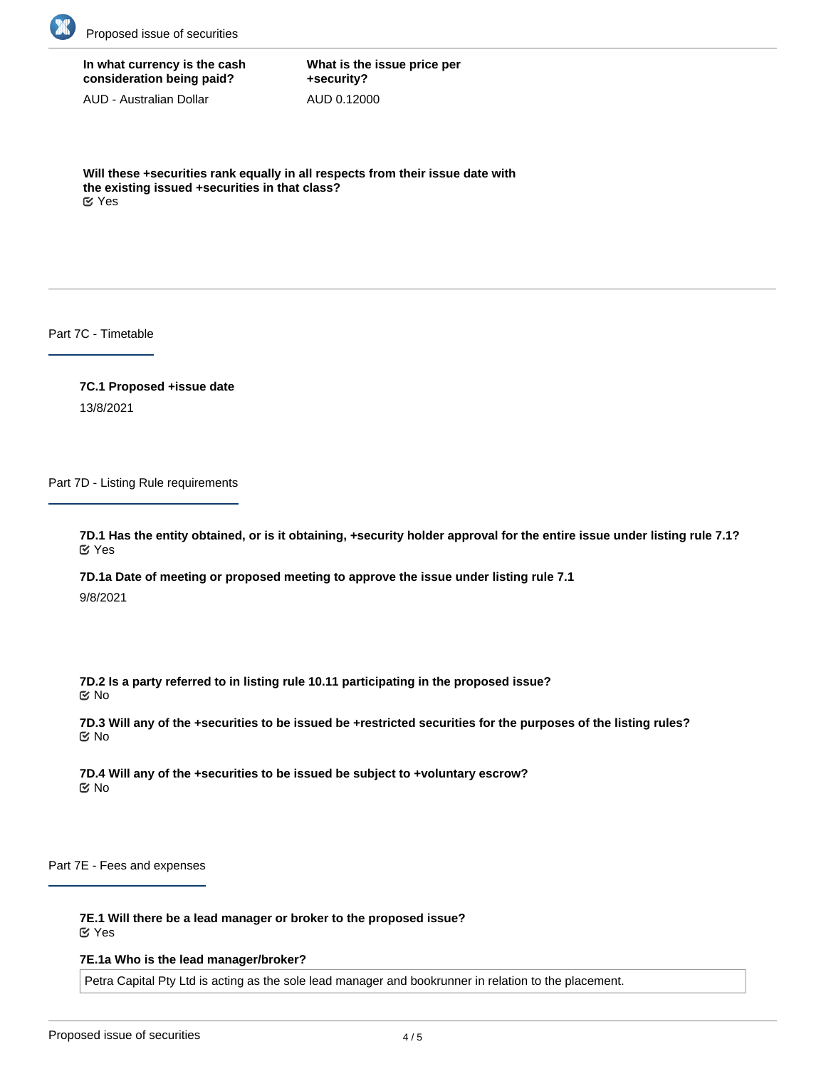**In what currency is the cash consideration being paid?**

AUD - Australian Dollar

**What is the issue price per +security?**

AUD 0.12000

**Will these +securities rank equally in all respects from their issue date with the existing issued +securities in that class?**

Yes

## Part 7C - Timetable

**7C.1 Proposed +issue date**

13/8/2021

## Part 7D - Listing Rule requirements

**7D.1 Has the entity obtained, or is it obtaining, +security holder approval for the entire issue under listing rule 7.1?**

Yes

**7D.1a Date of meeting or proposed meeting to approve the issue under listing rule 7.1**

9/8/2021

**7D.2 Is a party referred to in listing rule 10.11 participating in the proposed issue?**

No

**7D.3 Will any of the +securities to be issued be +restricted securities for the purposes of the listing rules?**

No

**7D.4 Will any of the +securities to be issued be subject to +voluntary escrow?**

No

## Part 7E - Fees and expenses

**7E.1 Will there be a lead manager or broker to the proposed issue?**

Yes

**7E.1a Who is the lead manager/broker?**

Petra Capital Pty Ltd is acting as the sole lead manager and bookrunner in relation to the placement.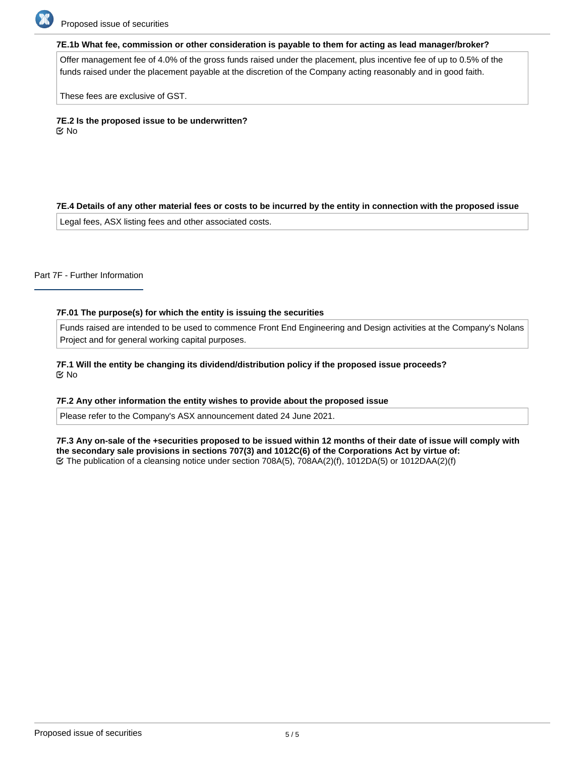**7E.1b What fee, commission or other consideration is payable to them for acting as lead manager/broker?**

Offer management fee of 4.0% of the gross funds raised under the placement, plus incentive fee of up to 0.5% of the funds raised under the placement payable at the discretion of the Company acting reasonably and in good faith.

These fees are exclusive of GST.

**7E.2 Is the proposed issue to be underwritten?**

☑ No

**7E.4 Details of any other material fees or costs to be incurred by the entity in connection with the proposed issue**

Legal fees, ASX listing fees and other associated costs.

## Part 7F - Further Information

**7F.01 The purpose(s) for which the entity is issuing the securities**

Funds raised are intended to be used to commence Front End Engineering and Design activities at the Company's Nolans Project and for general working capital purposes.

**7F.1 Will the entity be changing its dividend/distribution policy if the proposed issue proceeds?**

☑ No

**7F.2 Any other information the entity wishes to provide about the proposed issue**

Please refer to the Company's ASX announcement dated 24 June 2021.

**7F.3 Any on-sale of the +securities proposed to be issued within 12 months of their date of issue will comply with the secondary sale provisions in sections 707(3) and 1012C(6) of the Corporations Act by virtue of:**

☑ The publication of a cleansing notice under section 708A(5), 708AA(2)(f), 1012DA(5) or 1012DAA(2)(f)